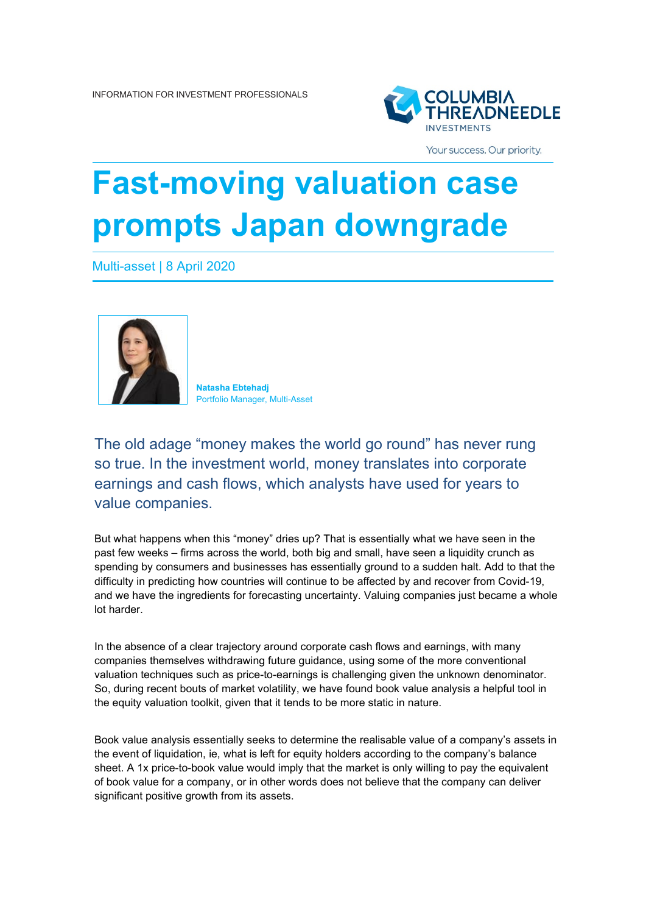INFORMATION FOR INVESTMENT PROFESSIONALS

COLUMBIA THREADNEEDLE INVESTMENTS

Your success. Our priority.

# Fast-moving valuation case prompts Japan downgrade

Multi-asset | 8 April 2020

**Natasha Ebtehadj**
Portfolio Manager, Multi-Asset

## The old adage "money makes the world go round" has never rung so true. In the investment world, money translates into corporate earnings and cash flows, which analysts have used for years to value companies.

But what happens when this "money" dries up? That is essentially what we have seen in the past few weeks – firms across the world, both big and small, have seen a liquidity crunch as spending by consumers and businesses has essentially ground to a sudden halt. Add to that the difficulty in predicting how countries will continue to be affected by and recover from Covid-19, and we have the ingredients for forecasting uncertainty. Valuing companies just became a whole lot harder.

In the absence of a clear trajectory around corporate cash flows and earnings, with many companies themselves withdrawing future guidance, using some of the more conventional valuation techniques such as price-to-earnings is challenging given the unknown denominator. So, during recent bouts of market volatility, we have found book value analysis a helpful tool in the equity valuation toolkit, given that it tends to be more static in nature.

Book value analysis essentially seeks to determine the realisable value of a company's assets in the event of liquidation, ie, what is left for equity holders according to the company's balance sheet. A 1x price-to-book value would imply that the market is only willing to pay the equivalent of book value for a company, or in other words does not believe that the company can deliver significant positive growth from its assets.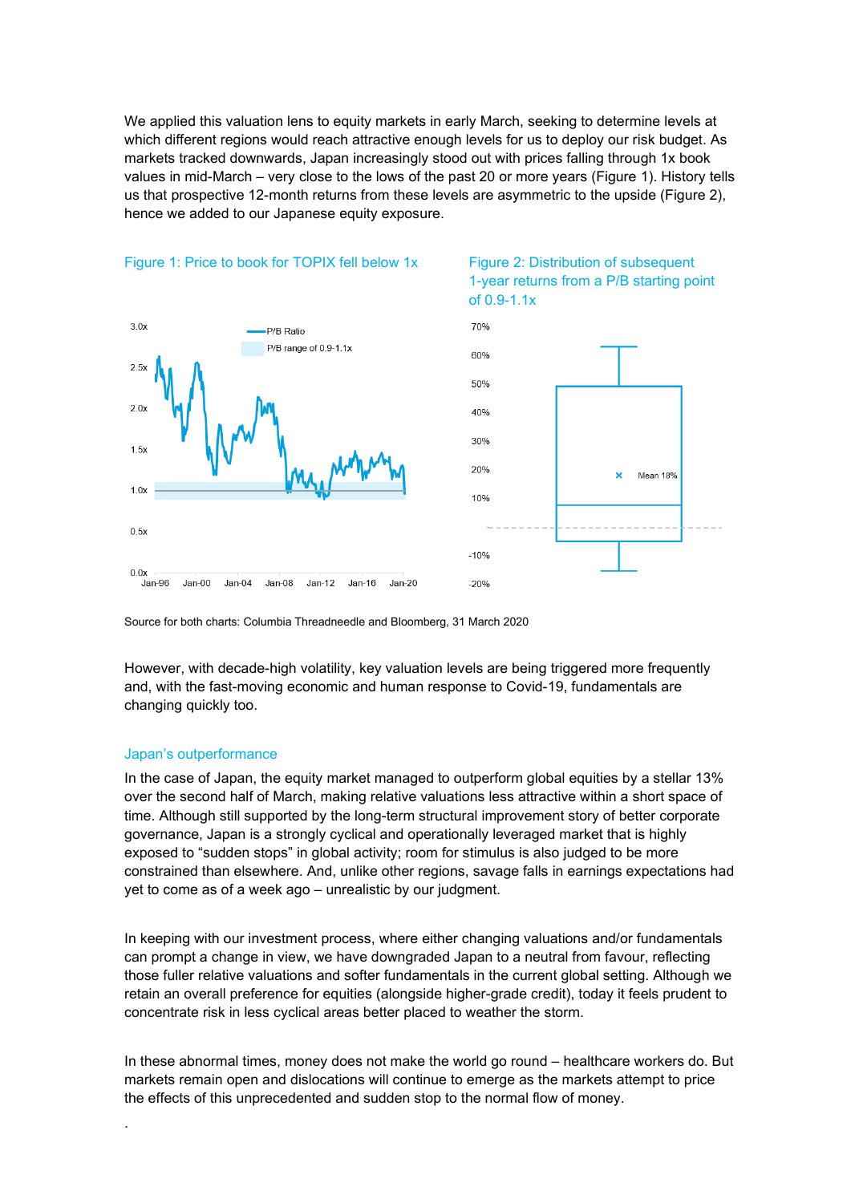We applied this valuation lens to equity markets in early March, seeking to determine levels at which different regions would reach attractive enough levels for us to deploy our risk budget. As markets tracked downwards, Japan increasingly stood out with prices falling through 1x book values in mid-March – very close to the lows of the past 20 or more years (Figure 1). History tells us that prospective 12-month returns from these levels are asymmetric to the upside (Figure 2), hence we added to our Japanese equity exposure.

Figure 1: Price to book for TOPIX fell below 1x

Figure 2: Distribution of subsequent 1-year returns from a P/B starting point of 0.9-1.1x

Source for both charts: Columbia Threadneedle and Bloomberg, 31 March 2020

However, with decade-high volatility, key valuation levels are being triggered more frequently and, with the fast-moving economic and human response to Covid-19, fundamentals are changing quickly too.

## Japan's outperformance

In the case of Japan, the equity market managed to outperform global equities by a stellar 13% over the second half of March, making relative valuations less attractive within a short space of time. Although still supported by the long-term structural improvement story of better corporate governance, Japan is a strongly cyclical and operationally leveraged market that is highly exposed to "sudden stops" in global activity; room for stimulus is also judged to be more constrained than elsewhere. And, unlike other regions, savage falls in earnings expectations had yet to come as of a week ago – unrealistic by our judgment.

In keeping with our investment process, where either changing valuations and/or fundamentals can prompt a change in view, we have downgraded Japan to a neutral from favour, reflecting those fuller relative valuations and softer fundamentals in the current global setting. Although we retain an overall preference for equities (alongside higher-grade credit), today it feels prudent to concentrate risk in less cyclical areas better placed to weather the storm.

In these abnormal times, money does not make the world go round – healthcare workers do. But markets remain open and dislocations will continue to emerge as the markets attempt to price the effects of this unprecedented and sudden stop to the normal flow of money.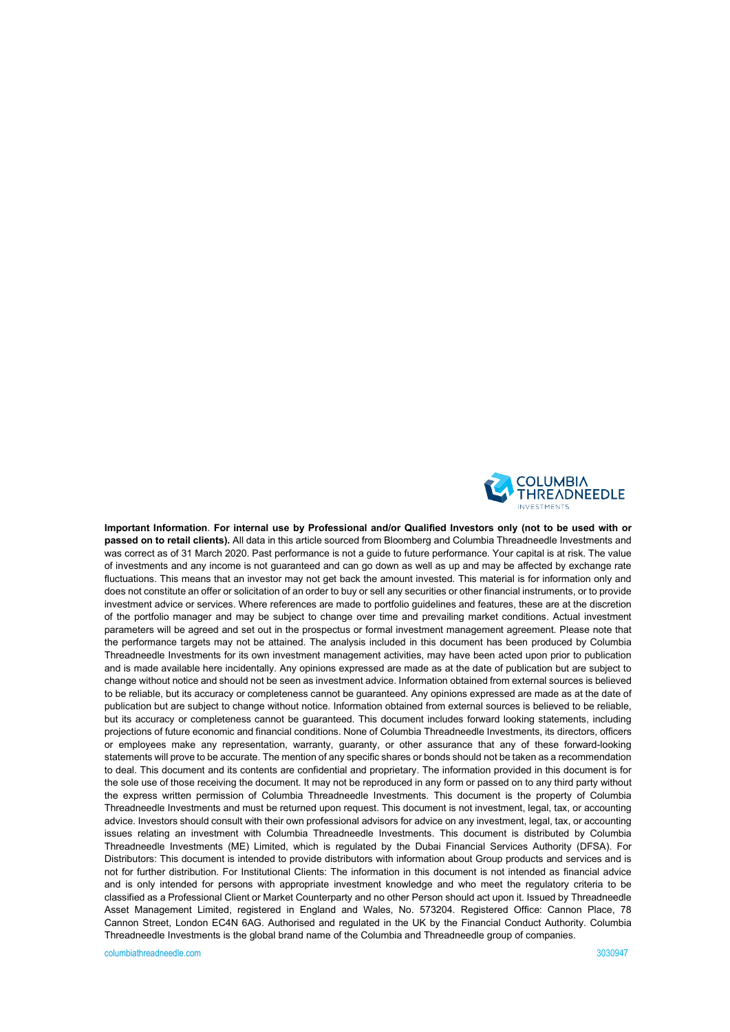**Important Information**. **For internal use by Professional and/or Qualified Investors only (not to be used with or passed on to retail clients).** All data in this article sourced from Bloomberg and Columbia Threadneedle Investments and was correct as of 31 March 2020. Past performance is not a guide to future performance. Your capital is at risk. The value of investments and any income is not guaranteed and can go down as well as up and may be affected by exchange rate fluctuations. This means that an investor may not get back the amount invested. This material is for information only and does not constitute an offer or solicitation of an order to buy or sell any securities or other financial instruments, or to provide investment advice or services. Where references are made to portfolio guidelines and features, these are at the discretion of the portfolio manager and may be subject to change over time and prevailing market conditions. Actual investment parameters will be agreed and set out in the prospectus or formal investment management agreement. Please note that the performance targets may not be attained. The analysis included in this document has been produced by Columbia Threadneedle Investments for its own investment management activities, may have been acted upon prior to publication and is made available here incidentally. Any opinions expressed are made as at the date of publication but are subject to change without notice and should not be seen as investment advice. Information obtained from external sources is believed to be reliable, but its accuracy or completeness cannot be guaranteed. Any opinions expressed are made as at the date of publication but are subject to change without notice. Information obtained from external sources is believed to be reliable, but its accuracy or completeness cannot be guaranteed. This document includes forward looking statements, including projections of future economic and financial conditions. None of Columbia Threadneedle Investments, its directors, officers or employees make any representation, warranty, guaranty, or other assurance that any of these forward-looking statements will prove to be accurate. The mention of any specific shares or bonds should not be taken as a recommendation to deal. This document and its contents are confidential and proprietary. The information provided in this document is for the sole use of those receiving the document. It may not be reproduced in any form or passed on to any third party without the express written permission of Columbia Threadneedle Investments. This document is the property of Columbia Threadneedle Investments and must be returned upon request. This document is not investment, legal, tax, or accounting advice. Investors should consult with their own professional advisors for advice on any investment, legal, tax, or accounting issues relating an investment with Columbia Threadneedle Investments. This document is distributed by Columbia Threadneedle Investments (ME) Limited, which is regulated by the Dubai Financial Services Authority (DFSA). For Distributors: This document is intended to provide distributors with information about Group products and services and is not for further distribution. For Institutional Clients: The information in this document is not intended as financial advice and is only intended for persons with appropriate investment knowledge and who meet the regulatory criteria to be classified as a Professional Client or Market Counterparty and no other Person should act upon it. Issued by Threadneedle Asset Management Limited, registered in England and Wales, No. 573204. Registered Office: Cannon Place, 78 Cannon Street, London EC4N 6AG. Authorised and regulated in the UK by the Financial Conduct Authority. Columbia Threadneedle Investments is the global brand name of the Columbia and Threadneedle group of companies.

columbiathreadneedle.com

3030947